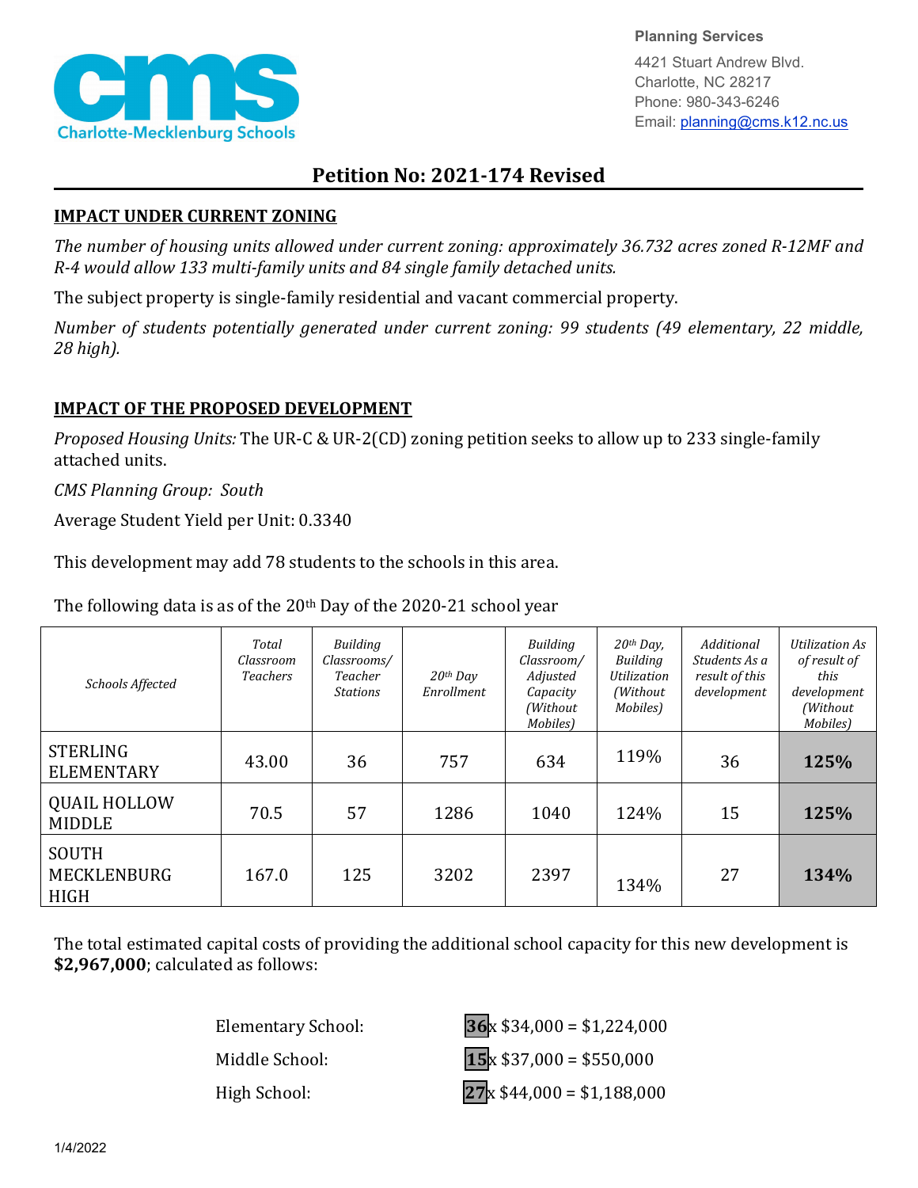Charlotte-Mecklenburg Schools

**Planning Services**

4421 Stuart Andrew Blvd.
Charlotte, NC 28217
Phone: 980-343-6246
Email: planning@cms.k12.nc.us

# Petition No: 2021-174 Revised

## IMPACT UNDER CURRENT ZONING

*The number of housing units allowed under current zoning: approximately 36.732 acres zoned R-12MF and R-4 would allow 133 multi-family units and 84 single family detached units.*

The subject property is single-family residential and vacant commercial property.

*Number of students potentially generated under current zoning: 99 students (49 elementary, 22 middle, 28 high).*

## IMPACT OF THE PROPOSED DEVELOPMENT

*Proposed Housing Units:* The UR-C & UR-2(CD) zoning petition seeks to allow up to 233 single-family attached units.

*CMS Planning Group: South*

Average Student Yield per Unit: 0.3340

This development may add 78 students to the schools in this area.

The following data is as of the 20th Day of the 2020-21 school year

| *Schools Affected* | *Total Classroom Teachers* | *Building Classrooms/ Teacher Stations* | *20th Day Enrollment* | *Building Classroom/ Adjusted Capacity (Without Mobiles)* | *20th Day, Building Utilization (Without Mobiles)* | *Additional Students As a result of this development* | *Utilization As of result of this development (Without Mobiles)* |
|---|---|---|---|---|---|---|---|
| STERLING ELEMENTARY | 43.00 | 36 | 757 | 634 | 119% | 36 | **125%** |
| QUAIL HOLLOW MIDDLE | 70.5 | 57 | 1286 | 1040 | 124% | 15 | **125%** |
| SOUTH MECKLENBURG HIGH | 167.0 | 125 | 3202 | 2397 | 134% | 27 | **134%** |

The total estimated capital costs of providing the additional school capacity for this new development is **$2,967,000**; calculated as follows:

Elementary School: **36** x $34,000 = $1,224,000

Middle School: **15** x $37,000 = $550,000

High School: **27** x $44,000 = $1,188,000

1/4/2022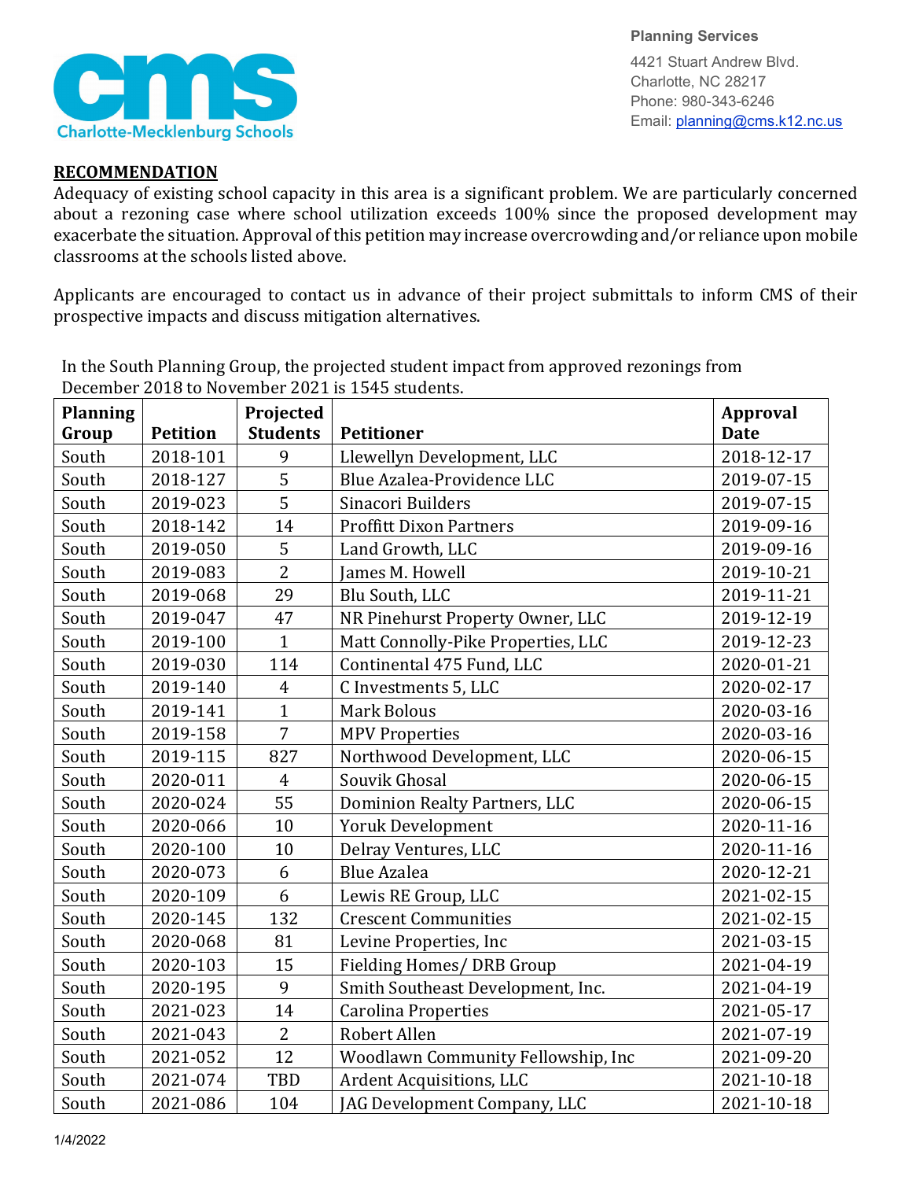Planning Services

4421 Stuart Andrew Blvd.
Charlotte, NC 28217
Phone: 980-343-6246
Email: planning@cms.k12.nc.us

## RECOMMENDATION

Adequacy of existing school capacity in this area is a significant problem. We are particularly concerned about a rezoning case where school utilization exceeds 100% since the proposed development may exacerbate the situation. Approval of this petition may increase overcrowding and/or reliance upon mobile classrooms at the schools listed above.

Applicants are encouraged to contact us in advance of their project submittals to inform CMS of their prospective impacts and discuss mitigation alternatives.

In the South Planning Group, the projected student impact from approved rezonings from December 2018 to November 2021 is 1545 students.

| Planning Group | Petition | Projected Students | Petitioner | Approval Date |
|---|---|---|---|---|
| South | 2018-101 | 9 | Llewellyn Development, LLC | 2018-12-17 |
| South | 2018-127 | 5 | Blue Azalea-Providence LLC | 2019-07-15 |
| South | 2019-023 | 5 | Sinacori Builders | 2019-07-15 |
| South | 2018-142 | 14 | Proffitt Dixon Partners | 2019-09-16 |
| South | 2019-050 | 5 | Land Growth, LLC | 2019-09-16 |
| South | 2019-083 | 2 | James M. Howell | 2019-10-21 |
| South | 2019-068 | 29 | Blu South, LLC | 2019-11-21 |
| South | 2019-047 | 47 | NR Pinehurst Property Owner, LLC | 2019-12-19 |
| South | 2019-100 | 1 | Matt Connolly-Pike Properties, LLC | 2019-12-23 |
| South | 2019-030 | 114 | Continental 475 Fund, LLC | 2020-01-21 |
| South | 2019-140 | 4 | C Investments 5, LLC | 2020-02-17 |
| South | 2019-141 | 1 | Mark Bolous | 2020-03-16 |
| South | 2019-158 | 7 | MPV Properties | 2020-03-16 |
| South | 2019-115 | 827 | Northwood Development, LLC | 2020-06-15 |
| South | 2020-011 | 4 | Souvik Ghosal | 2020-06-15 |
| South | 2020-024 | 55 | Dominion Realty Partners, LLC | 2020-06-15 |
| South | 2020-066 | 10 | Yoruk Development | 2020-11-16 |
| South | 2020-100 | 10 | Delray Ventures, LLC | 2020-11-16 |
| South | 2020-073 | 6 | Blue Azalea | 2020-12-21 |
| South | 2020-109 | 6 | Lewis RE Group, LLC | 2021-02-15 |
| South | 2020-145 | 132 | Crescent Communities | 2021-02-15 |
| South | 2020-068 | 81 | Levine Properties, Inc | 2021-03-15 |
| South | 2020-103 | 15 | Fielding Homes/ DRB Group | 2021-04-19 |
| South | 2020-195 | 9 | Smith Southeast Development, Inc. | 2021-04-19 |
| South | 2021-023 | 14 | Carolina Properties | 2021-05-17 |
| South | 2021-043 | 2 | Robert Allen | 2021-07-19 |
| South | 2021-052 | 12 | Woodlawn Community Fellowship, Inc | 2021-09-20 |
| South | 2021-074 | TBD | Ardent Acquisitions, LLC | 2021-10-18 |
| South | 2021-086 | 104 | JAG Development Company, LLC | 2021-10-18 |

1/4/2022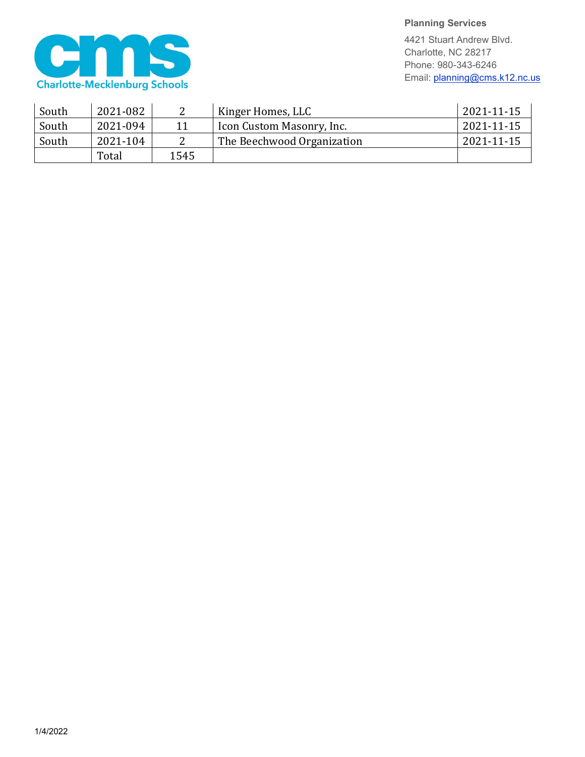| | | | | |
|---|---|---|---|---|
| South | 2021-082 | 2 | Kinger Homes, LLC | 2021-11-15 |
| South | 2021-094 | 11 | Icon Custom Masonry, Inc. | 2021-11-15 |
| South | 2021-104 | 2 | The Beechwood Organization | 2021-11-15 |
| | Total | 1545 | | |